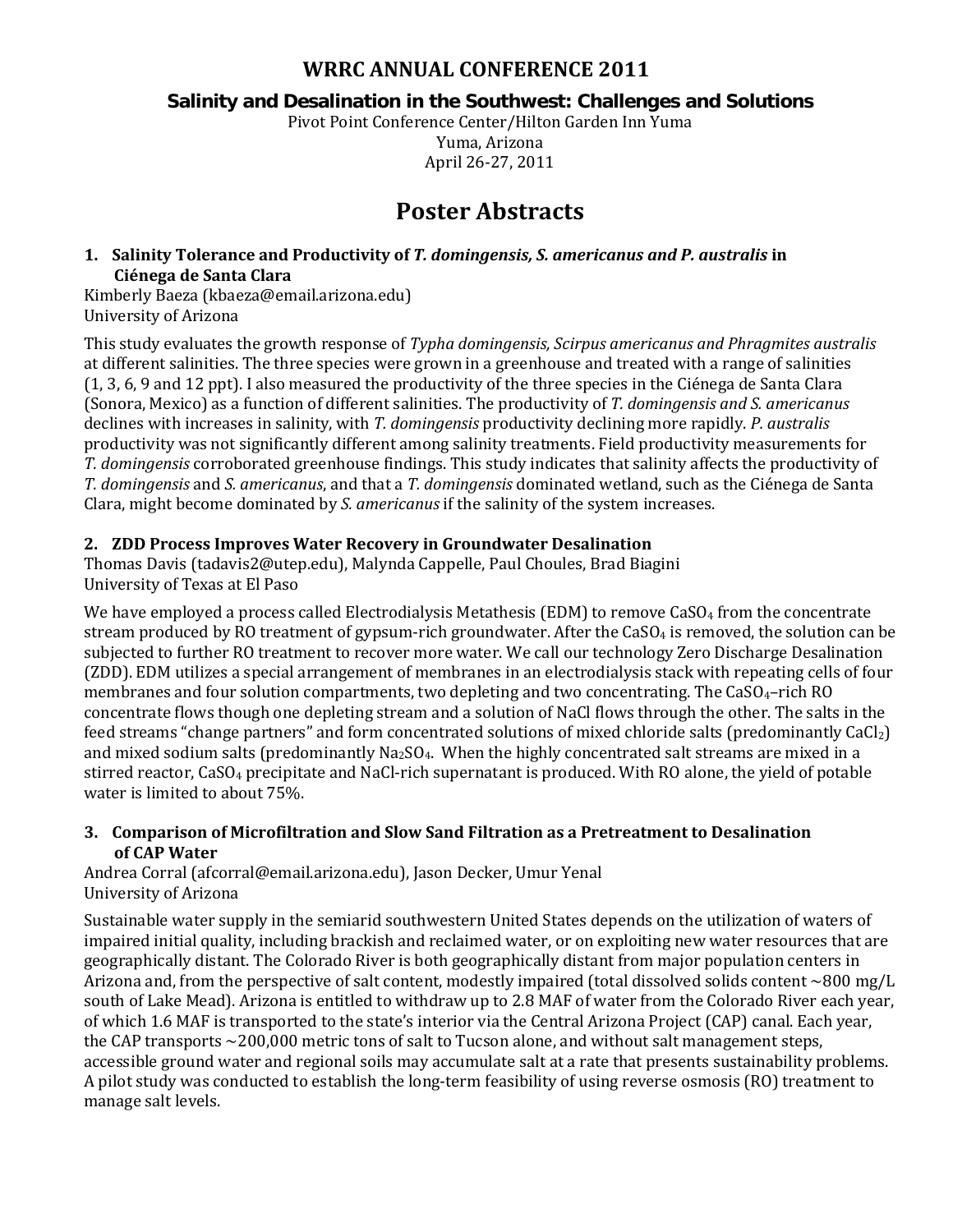# WRRC ANNUAL CONFERENCE 2011

## Salinity and Desalination in the Southwest: Challenges and Solutions

Pivot Point Conference Center/Hilton Garden Inn Yuma
Yuma, Arizona
April 26-27, 2011

# Poster Abstracts

### 1. Salinity Tolerance and Productivity of *T. domingensis, S. americanus and P. australis* in Ciénega de Santa Clara

Kimberly Baeza (kbaeza@email.arizona.edu)
University of Arizona

This study evaluates the growth response of *Typha domingensis, Scirpus americanus and Phragmites australis* at different salinities. The three species were grown in a greenhouse and treated with a range of salinities (1, 3, 6, 9 and 12 ppt). I also measured the productivity of the three species in the Ciénega de Santa Clara (Sonora, Mexico) as a function of different salinities. The productivity of *T. domingensis and S. americanus* declines with increases in salinity, with *T. domingensis* productivity declining more rapidly. *P. australis* productivity was not significantly different among salinity treatments. Field productivity measurements for *T. domingensis* corroborated greenhouse findings. This study indicates that salinity affects the productivity of *T. domingensis* and *S. americanus*, and that a *T. domingensis* dominated wetland, such as the Ciénega de Santa Clara, might become dominated by *S. americanus* if the salinity of the system increases.

### 2. ZDD Process Improves Water Recovery in Groundwater Desalination

Thomas Davis (tadavis2@utep.edu), Malynda Cappelle, Paul Choules, Brad Biagini
University of Texas at El Paso

We have employed a process called Electrodialysis Metathesis (EDM) to remove $CaSO_4$ from the concentrate stream produced by RO treatment of gypsum-rich groundwater. After the $CaSO_4$ is removed, the solution can be subjected to further RO treatment to recover more water. We call our technology Zero Discharge Desalination (ZDD). EDM utilizes a special arrangement of membranes in an electrodialysis stack with repeating cells of four membranes and four solution compartments, two depleting and two concentrating. The $CaSO_4$–rich RO concentrate flows though one depleting stream and a solution of NaCl flows through the other. The salts in the feed streams "change partners" and form concentrated solutions of mixed chloride salts (predominantly $CaCl_2$) and mixed sodium salts (predominantly $Na_2SO_4$. When the highly concentrated salt streams are mixed in a stirred reactor, $CaSO_4$ precipitate and NaCl-rich supernatant is produced. With RO alone, the yield of potable water is limited to about 75%.

### 3. Comparison of Microfiltration and Slow Sand Filtration as a Pretreatment to Desalination of CAP Water

Andrea Corral (afcorral@email.arizona.edu), Jason Decker, Umur Yenal
University of Arizona

Sustainable water supply in the semiarid southwestern United States depends on the utilization of waters of impaired initial quality, including brackish and reclaimed water, or on exploiting new water resources that are geographically distant. The Colorado River is both geographically distant from major population centers in Arizona and, from the perspective of salt content, modestly impaired (total dissolved solids content ~800 mg/L south of Lake Mead). Arizona is entitled to withdraw up to 2.8 MAF of water from the Colorado River each year, of which 1.6 MAF is transported to the state's interior via the Central Arizona Project (CAP) canal. Each year, the CAP transports ~200,000 metric tons of salt to Tucson alone, and without salt management steps, accessible ground water and regional soils may accumulate salt at a rate that presents sustainability problems. A pilot study was conducted to establish the long-term feasibility of using reverse osmosis (RO) treatment to manage salt levels.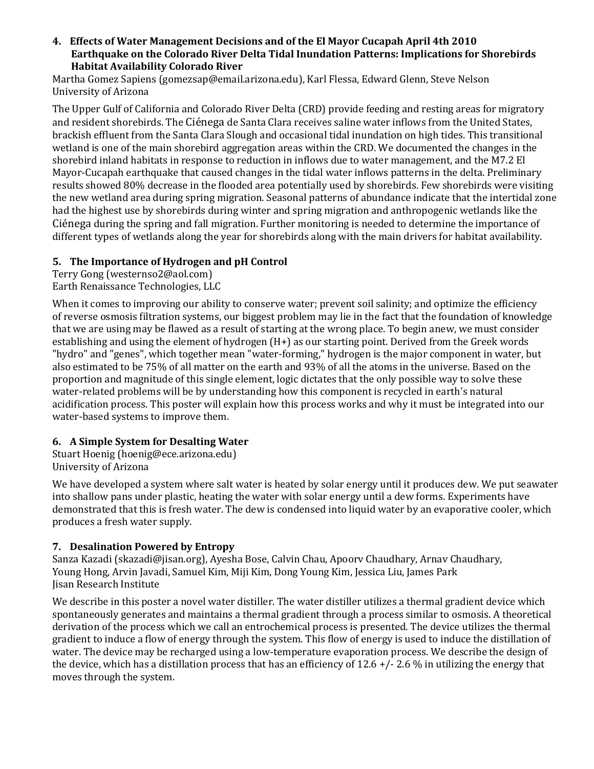### 4. Effects of Water Management Decisions and of the El Mayor Cucapah April 4th 2010 Earthquake on the Colorado River Delta Tidal Inundation Patterns: Implications for Shorebirds Habitat Availability Colorado River

Martha Gomez Sapiens (gomezsap@email.arizona.edu), Karl Flessa, Edward Glenn, Steve Nelson
University of Arizona

The Upper Gulf of California and Colorado River Delta (CRD) provide feeding and resting areas for migratory and resident shorebirds. The Ciénega de Santa Clara receives saline water inflows from the United States, brackish effluent from the Santa Clara Slough and occasional tidal inundation on high tides. This transitional wetland is one of the main shorebird aggregation areas within the CRD. We documented the changes in the shorebird inland habitats in response to reduction in inflows due to water management, and the M7.2 El Mayor-Cucapah earthquake that caused changes in the tidal water inflows patterns in the delta. Preliminary results showed 80% decrease in the flooded area potentially used by shorebirds. Few shorebirds were visiting the new wetland area during spring migration. Seasonal patterns of abundance indicate that the intertidal zone had the highest use by shorebirds during winter and spring migration and anthropogenic wetlands like the Ciénega during the spring and fall migration. Further monitoring is needed to determine the importance of different types of wetlands along the year for shorebirds along with the main drivers for habitat availability.

### 5. The Importance of Hydrogen and pH Control

Terry Gong (westernso2@aol.com)
Earth Renaissance Technologies, LLC

When it comes to improving our ability to conserve water; prevent soil salinity; and optimize the efficiency of reverse osmosis filtration systems, our biggest problem may lie in the fact that the foundation of knowledge that we are using may be flawed as a result of starting at the wrong place. To begin anew, we must consider establishing and using the element of hydrogen (H+) as our starting point. Derived from the Greek words "hydro" and "genes", which together mean "water-forming," hydrogen is the major component in water, but also estimated to be 75% of all matter on the earth and 93% of all the atoms in the universe. Based on the proportion and magnitude of this single element, logic dictates that the only possible way to solve these water-related problems will be by understanding how this component is recycled in earth's natural acidification process. This poster will explain how this process works and why it must be integrated into our water-based systems to improve them.

### 6. A Simple System for Desalting Water

Stuart Hoenig (hoenig@ece.arizona.edu)
University of Arizona

We have developed a system where salt water is heated by solar energy until it produces dew. We put seawater into shallow pans under plastic, heating the water with solar energy until a dew forms. Experiments have demonstrated that this is fresh water. The dew is condensed into liquid water by an evaporative cooler, which produces a fresh water supply.

### 7. Desalination Powered by Entropy

Sanza Kazadi (skazadi@jisan.org), Ayesha Bose, Calvin Chau, Apoorv Chaudhary, Arnav Chaudhary, Young Hong, Arvin Javadi, Samuel Kim, Miji Kim, Dong Young Kim, Jessica Liu, James Park
Jisan Research Institute

We describe in this poster a novel water distiller. The water distiller utilizes a thermal gradient device which spontaneously generates and maintains a thermal gradient through a process similar to osmosis. A theoretical derivation of the process which we call an entrochemical process is presented. The device utilizes the thermal gradient to induce a flow of energy through the system. This flow of energy is used to induce the distillation of water. The device may be recharged using a low-temperature evaporation process. We describe the design of the device, which has a distillation process that has an efficiency of 12.6 +/- 2.6 % in utilizing the energy that moves through the system.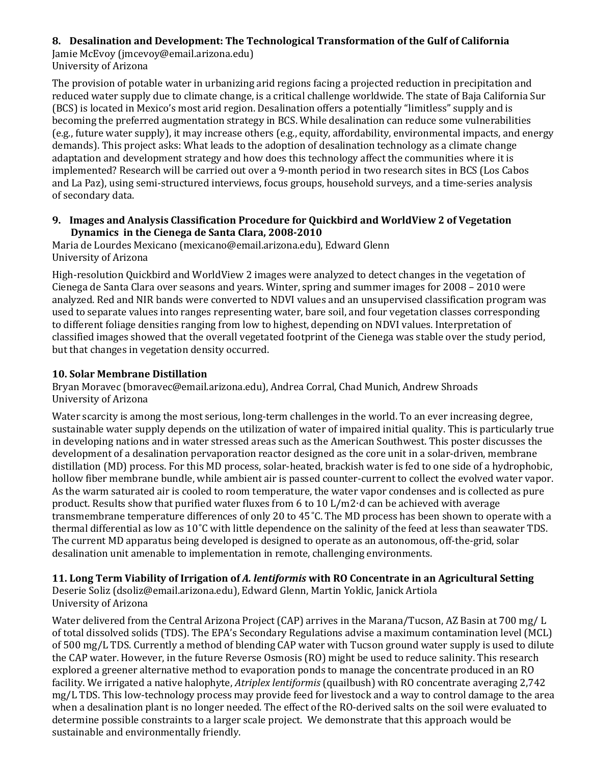### 8. Desalination and Development: The Technological Transformation of the Gulf of California

Jamie McEvoy (jmcevoy@email.arizona.edu)
University of Arizona

The provision of potable water in urbanizing arid regions facing a projected reduction in precipitation and reduced water supply due to climate change, is a critical challenge worldwide. The state of Baja California Sur (BCS) is located in Mexico's most arid region. Desalination offers a potentially "limitless" supply and is becoming the preferred augmentation strategy in BCS. While desalination can reduce some vulnerabilities (e.g., future water supply), it may increase others (e.g., equity, affordability, environmental impacts, and energy demands). This project asks: What leads to the adoption of desalination technology as a climate change adaptation and development strategy and how does this technology affect the communities where it is implemented? Research will be carried out over a 9-month period in two research sites in BCS (Los Cabos and La Paz), using semi-structured interviews, focus groups, household surveys, and a time-series analysis of secondary data.

### 9. Images and Analysis Classification Procedure for Quickbird and WorldView 2 of Vegetation Dynamics in the Cienega de Santa Clara, 2008-2010

Maria de Lourdes Mexicano (mexicano@email.arizona.edu), Edward Glenn
University of Arizona

High-resolution Quickbird and WorldView 2 images were analyzed to detect changes in the vegetation of Cienega de Santa Clara over seasons and years. Winter, spring and summer images for 2008 – 2010 were analyzed. Red and NIR bands were converted to NDVI values and an unsupervised classification program was used to separate values into ranges representing water, bare soil, and four vegetation classes corresponding to different foliage densities ranging from low to highest, depending on NDVI values. Interpretation of classified images showed that the overall vegetated footprint of the Cienega was stable over the study period, but that changes in vegetation density occurred.

### 10. Solar Membrane Distillation

Bryan Moravec (bmoravec@email.arizona.edu), Andrea Corral, Chad Munich, Andrew Shroads
University of Arizona

Water scarcity is among the most serious, long-term challenges in the world. To an ever increasing degree, sustainable water supply depends on the utilization of water of impaired initial quality. This is particularly true in developing nations and in water stressed areas such as the American Southwest. This poster discusses the development of a desalination pervaporation reactor designed as the core unit in a solar-driven, membrane distillation (MD) process. For this MD process, solar-heated, brackish water is fed to one side of a hydrophobic, hollow fiber membrane bundle, while ambient air is passed counter-current to collect the evolved water vapor. As the warm saturated air is cooled to room temperature, the water vapor condenses and is collected as pure product. Results show that purified water fluxes from 6 to 10 L/m2·d can be achieved with average transmembrane temperature differences of only 20 to 45˚C. The MD process has been shown to operate with a thermal differential as low as 10˚C with little dependence on the salinity of the feed at less than seawater TDS. The current MD apparatus being developed is designed to operate as an autonomous, off-the-grid, solar desalination unit amenable to implementation in remote, challenging environments.

### 11. Long Term Viability of Irrigation of *A. lentiformis* with RO Concentrate in an Agricultural Setting

Deserie Soliz (dsoliz@email.arizona.edu), Edward Glenn, Martin Yoklic, Janick Artiola
University of Arizona

Water delivered from the Central Arizona Project (CAP) arrives in the Marana/Tucson, AZ Basin at 700 mg/ L of total dissolved solids (TDS). The EPA's Secondary Regulations advise a maximum contamination level (MCL) of 500 mg/L TDS. Currently a method of blending CAP water with Tucson ground water supply is used to dilute the CAP water. However, in the future Reverse Osmosis (RO) might be used to reduce salinity. This research explored a greener alternative method to evaporation ponds to manage the concentrate produced in an RO facility. We irrigated a native halophyte, *Atriplex lentiformis* (quailbush) with RO concentrate averaging 2,742 mg/L TDS. This low-technology process may provide feed for livestock and a way to control damage to the area when a desalination plant is no longer needed. The effect of the RO-derived salts on the soil were evaluated to determine possible constraints to a larger scale project. We demonstrate that this approach would be sustainable and environmentally friendly.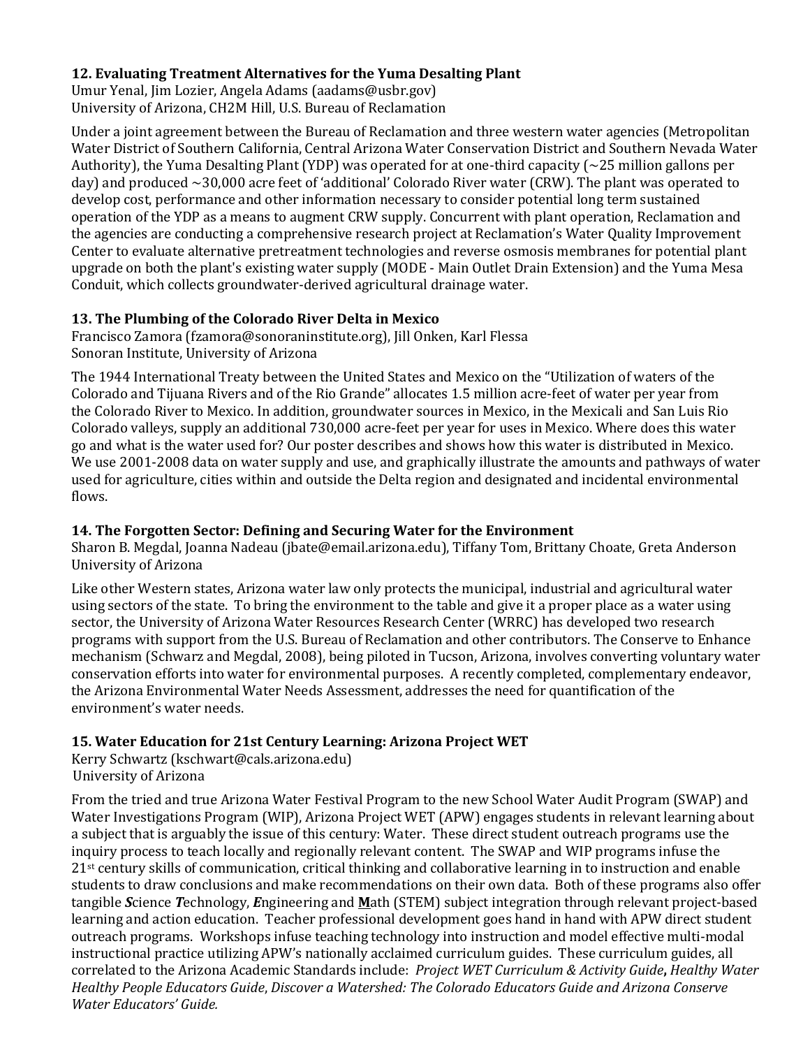### 12. Evaluating Treatment Alternatives for the Yuma Desalting Plant

Umur Yenal, Jim Lozier, Angela Adams (aadams@usbr.gov)
University of Arizona, CH2M Hill, U.S. Bureau of Reclamation

Under a joint agreement between the Bureau of Reclamation and three western water agencies (Metropolitan Water District of Southern California, Central Arizona Water Conservation District and Southern Nevada Water Authority), the Yuma Desalting Plant (YDP) was operated for at one-third capacity (~25 million gallons per day) and produced ~30,000 acre feet of 'additional' Colorado River water (CRW). The plant was operated to develop cost, performance and other information necessary to consider potential long term sustained operation of the YDP as a means to augment CRW supply. Concurrent with plant operation, Reclamation and the agencies are conducting a comprehensive research project at Reclamation's Water Quality Improvement Center to evaluate alternative pretreatment technologies and reverse osmosis membranes for potential plant upgrade on both the plant's existing water supply (MODE - Main Outlet Drain Extension) and the Yuma Mesa Conduit, which collects groundwater-derived agricultural drainage water.

### 13. The Plumbing of the Colorado River Delta in Mexico

Francisco Zamora (fzamora@sonoraninstitute.org), Jill Onken, Karl Flessa
Sonoran Institute, University of Arizona

The 1944 International Treaty between the United States and Mexico on the "Utilization of waters of the Colorado and Tijuana Rivers and of the Rio Grande" allocates 1.5 million acre-feet of water per year from the Colorado River to Mexico. In addition, groundwater sources in Mexico, in the Mexicali and San Luis Rio Colorado valleys, supply an additional 730,000 acre-feet per year for uses in Mexico. Where does this water go and what is the water used for? Our poster describes and shows how this water is distributed in Mexico. We use 2001-2008 data on water supply and use, and graphically illustrate the amounts and pathways of water used for agriculture, cities within and outside the Delta region and designated and incidental environmental flows.

### 14. The Forgotten Sector: Defining and Securing Water for the Environment

Sharon B. Megdal, Joanna Nadeau (jbate@email.arizona.edu), Tiffany Tom, Brittany Choate, Greta Anderson
University of Arizona

Like other Western states, Arizona water law only protects the municipal, industrial and agricultural water using sectors of the state. To bring the environment to the table and give it a proper place as a water using sector, the University of Arizona Water Resources Research Center (WRRC) has developed two research programs with support from the U.S. Bureau of Reclamation and other contributors. The Conserve to Enhance mechanism (Schwarz and Megdal, 2008), being piloted in Tucson, Arizona, involves converting voluntary water conservation efforts into water for environmental purposes. A recently completed, complementary endeavor, the Arizona Environmental Water Needs Assessment, addresses the need for quantification of the environment's water needs.

### 15. Water Education for 21st Century Learning: Arizona Project WET

Kerry Schwartz (kschwart@cals.arizona.edu)
University of Arizona

From the tried and true Arizona Water Festival Program to the new School Water Audit Program (SWAP) and Water Investigations Program (WIP), Arizona Project WET (APW) engages students in relevant learning about a subject that is arguably the issue of this century: Water. These direct student outreach programs use the inquiry process to teach locally and regionally relevant content. The SWAP and WIP programs infuse the 21st century skills of communication, critical thinking and collaborative learning in to instruction and enable students to draw conclusions and make recommendations on their own data. Both of these programs also offer tangible ***S***cience ***T***echnology, ***E***ngineering and **M**ath (STEM) subject integration through relevant project-based learning and action education. Teacher professional development goes hand in hand with APW direct student outreach programs. Workshops infuse teaching technology into instruction and model effective multi-modal instructional practice utilizing APW's nationally acclaimed curriculum guides. These curriculum guides, all correlated to the Arizona Academic Standards include: *Project WET Curriculum & Activity Guide***,** *Healthy Water Healthy People Educators Guide*, *Discover a Watershed: The Colorado Educators Guide and Arizona Conserve Water Educators' Guide.*